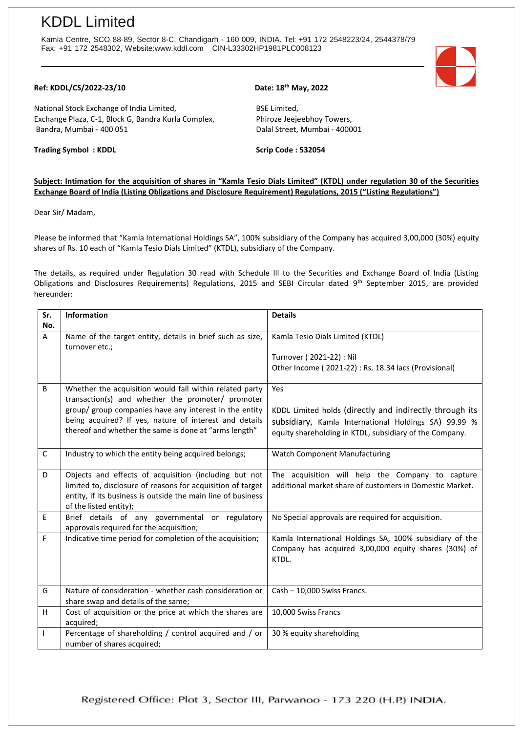# KDDL Limited

Kamla Centre, SCO 88-89, Sector 8-C, Chandigarh - 160 009, INDIA. Tel: +91 172 2548223/24, 2544378/79
Fax: +91 172 2548302, Website:www.kddl.com CIN-L33302HP1981PLC008123

**Ref: KDDL/CS/2022-23/10**

**Date: 18th May, 2022**

National Stock Exchange of India Limited,
Exchange Plaza, C-1, Block G, Bandra Kurla Complex,
Bandra, Mumbai - 400 051

**Trading Symbol : KDDL**

BSE Limited,
Phiroze Jeejeebhoy Towers,
Dalal Street, Mumbai - 400001

**Scrip Code : 532054**

**Subject: Intimation for the acquisition of shares in "Kamla Tesio Dials Limited" (KTDL) under regulation 30 of the Securities Exchange Board of India (Listing Obligations and Disclosure Requirement) Regulations, 2015 ("Listing Regulations")**

Dear Sir/ Madam,

Please be informed that "Kamla International Holdings SA", 100% subsidiary of the Company has acquired 3,00,000 (30%) equity shares of Rs. 10 each of "Kamla Tesio Dials Limited" (KTDL), subsidiary of the Company.

The details, as required under Regulation 30 read with Schedule Ill to the Securities and Exchange Board of India (Listing Obligations and Disclosures Requirements) Regulations, 2015 and SEBI Circular dated 9th September 2015, are provided hereunder:

| Sr. No. | Information | Details |
|---|---|---|
| A | Name of the target entity, details in brief such as size, turnover etc.; | Kamla Tesio Dials Limited (KTDL)<br><br>Turnover ( 2021-22) : Nil<br>Other Income ( 2021-22) : Rs. 18.34 lacs (Provisional) |
| B | Whether the acquisition would fall within related party transaction(s) and whether the promoter/ promoter group/ group companies have any interest in the entity being acquired? If yes, nature of interest and details thereof and whether the same is done at "arms length" | Yes<br><br>KDDL Limited holds (directly and indirectly through its subsidiary, Kamla International Holdings SA) 99.99 % equity shareholding in KTDL, subsidiary of the Company. |
| C | Industry to which the entity being acquired belongs; | Watch Component Manufacturing |
| D | Objects and effects of acquisition (including but not limited to, disclosure of reasons for acquisition of target entity, if its business is outside the main line of business of the listed entity); | The acquisition will help the Company to capture additional market share of customers in Domestic Market. |
| E | Brief details of any governmental or regulatory approvals required for the acquisition; | No Special approvals are required for acquisition. |
| F | Indicative time period for completion of the acquisition; | Kamla International Holdings SA, 100% subsidiary of the Company has acquired 3,00,000 equity shares (30%) of KTDL. |
| G | Nature of consideration - whether cash consideration or share swap and details of the same; | Cash – 10,000 Swiss Francs. |
| H | Cost of acquisition or the price at which the shares are acquired; | 10,000 Swiss Francs |
| I | Percentage of shareholding / control acquired and / or number of shares acquired; | 30 % equity shareholding |

Registered Office: Plot 3, Sector III, Parwanoo - 173 220 (H.P.) INDIA.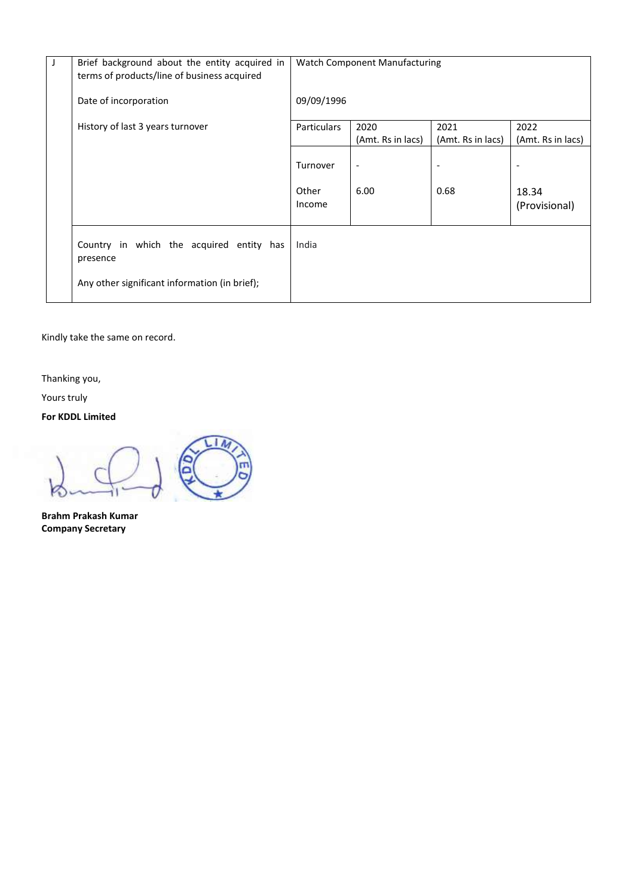| | | | | | |
|---|---|---|---|---|---|
| J | Brief background about the entity acquired in terms of products/line of business acquired | Watch Component Manufacturing | | | |
| | Date of incorporation | 09/09/1996 | | | |
| | History of last 3 years turnover | Particulars | 2020 (Amt. Rs in lacs) | 2021 (Amt. Rs in lacs) | 2022 (Amt. Rs in lacs) |
| | | Turnover | - | - | - |
| | | Other Income | 6.00 | 0.68 | 18.34 (Provisional) |
| | Country in which the acquired entity has presence | India | | | |
| | Any other significant information (in brief); | | | | |

Kindly take the same on record.

Thanking you,

Yours truly

**For KDDL Limited**

**Brahm Prakash Kumar**
**Company Secretary**